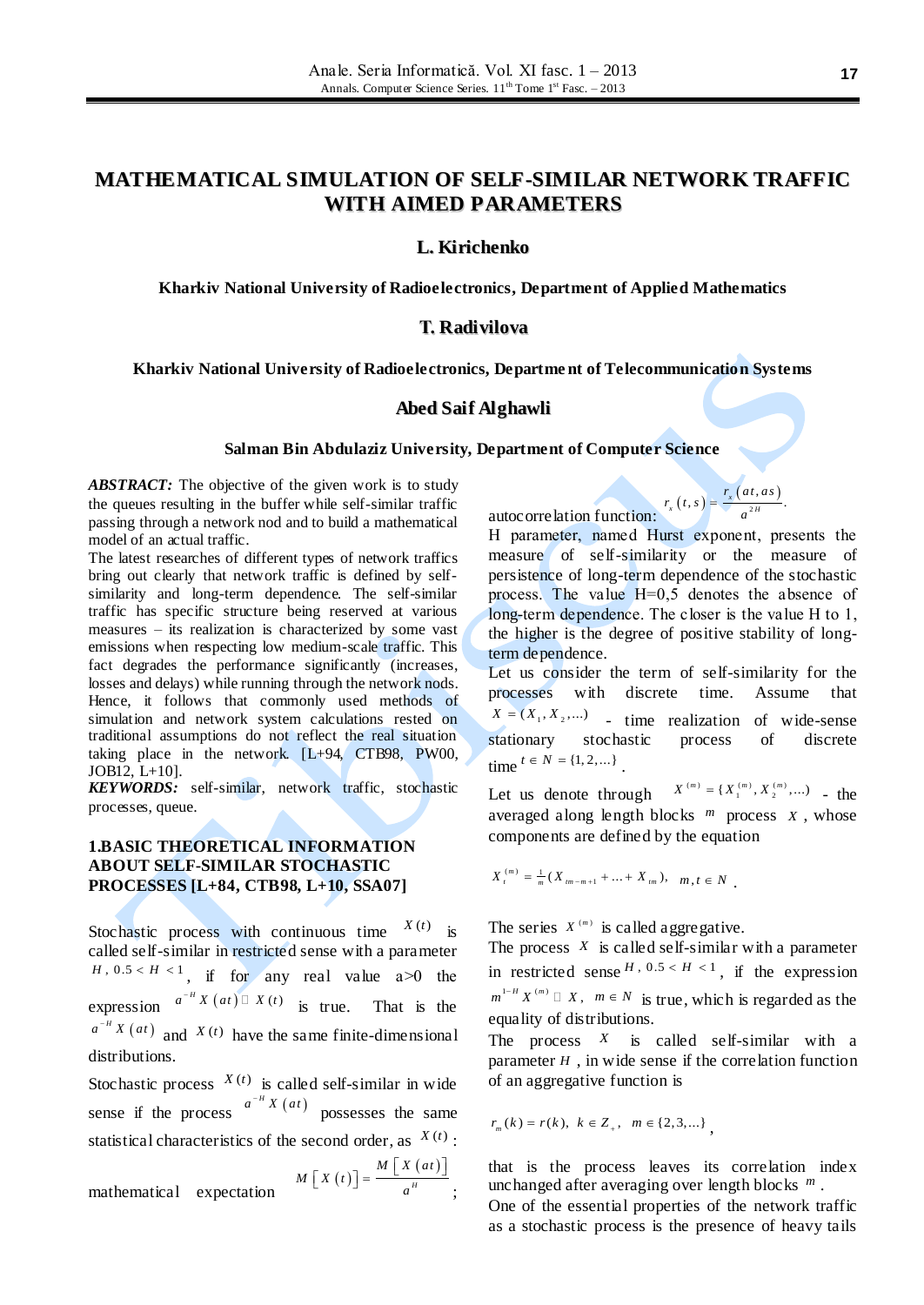# MATHEMATICAL SIMULATION OF SELF-SIMILAR NETWORK TRAFFIC WITH AIMED PARAMETERS

**L. Kirichenko**

**Kharkiv National University of Radioelectronics, Department of Applied Mathematics**

**T. Radivilova**

**Kharkiv National University of Radioelectronics, Department of Telecommunication Systems**

**Abed Saif Alghawli**

**Salman Bin Abdulaziz University, Department of Computer Science**

***ABSTRACT:*** The objective of the given work is to study the queues resulting in the buffer while self-similar traffic passing through a network nod and to build a mathematical model of an actual traffic.

The latest researches of different types of network traffics bring out clearly that network traffic is defined by self-similarity and long-term dependence. The self-similar traffic has specific structure being reserved at various measures – its realization is characterized by some vast emissions when respecting low medium-scale traffic. This fact degrades the performance significantly (increases, losses and delays) while running through the network nods. Hence, it follows that commonly used methods of simulation and network system calculations rested on traditional assumptions do not reflect the real situation taking place in the network. [L+94, CTB98, PW00, JOB12, L+10].

***KEYWORDS:*** self-similar, network traffic, stochastic processes, queue.

## 1.BASIC THEORETICAL INFORMATION ABOUT SELF-SIMILAR STOCHASTIC PROCESSES [L+84, CTB98, L+10, SSA07]

Stochastic process with continuous time $X(t)$ is called self-similar in restricted sense with a parameter $H$, $0.5 < H < 1$, if for any real value a>0 the expression $a^{-H} X(at) \doteq X(t)$ is true. That is the $a^{-H} X(at)$ and $X(t)$ have the same finite-dimensional distributions.

Stochastic process $X(t)$ is called self-similar in wide sense if the process $a^{-H} X(at)$ possesses the same statistical characteristics of the second order, as $X(t)$:

mathematical expectation $M\left[X(t)\right] = \dfrac{M\left[X(at)\right]}{a^{H}}$;

autocorrelation function: $r_x(t,s) = \dfrac{r_x(at,as)}{a^{2H}}$.

H parameter, named Hurst exponent, presents the measure of self-similarity or the measure of persistence of long-term dependence of the stochastic process. The value H=0,5 denotes the absence of long-term dependence. The closer is the value H to 1, the higher is the degree of positive stability of long-term dependence.

Let us consider the term of self-similarity for the processes with discrete time. Assume that $X = (X_1, X_2, \ldots)$ - time realization of wide-sense stationary stochastic process of discrete time $t \in N = \{1, 2, \ldots\}$.

Let us denote through $X^{(m)} = \{X_1^{(m)}, X_2^{(m)}, \ldots\}$ - the averaged along length blocks $m$ process $X$, whose components are defined by the equation

$$X_t^{(m)} = \tfrac{1}{m}(X_{tm-m+1} + \ldots + X_{tm}), \quad m, t \in N.$$

The series $X^{(m)}$ is called aggregative.

The process $X$ is called self-similar with a parameter in restricted sense $H$, $0.5 < H < 1$, if the expression $m^{1-H} X^{(m)} \doteq X$, $m \in N$ is true, which is regarded as the equality of distributions.

The process $X$ is called self-similar with a parameter $H$, in wide sense if the correlation function of an aggregative function is

$$r_m(k) = r(k), \quad k \in Z_+, \quad m \in \{2, 3, \ldots\},$$

that is the process leaves its correlation index unchanged after averaging over length blocks $m$.

One of the essential properties of the network traffic as a stochastic process is the presence of heavy tails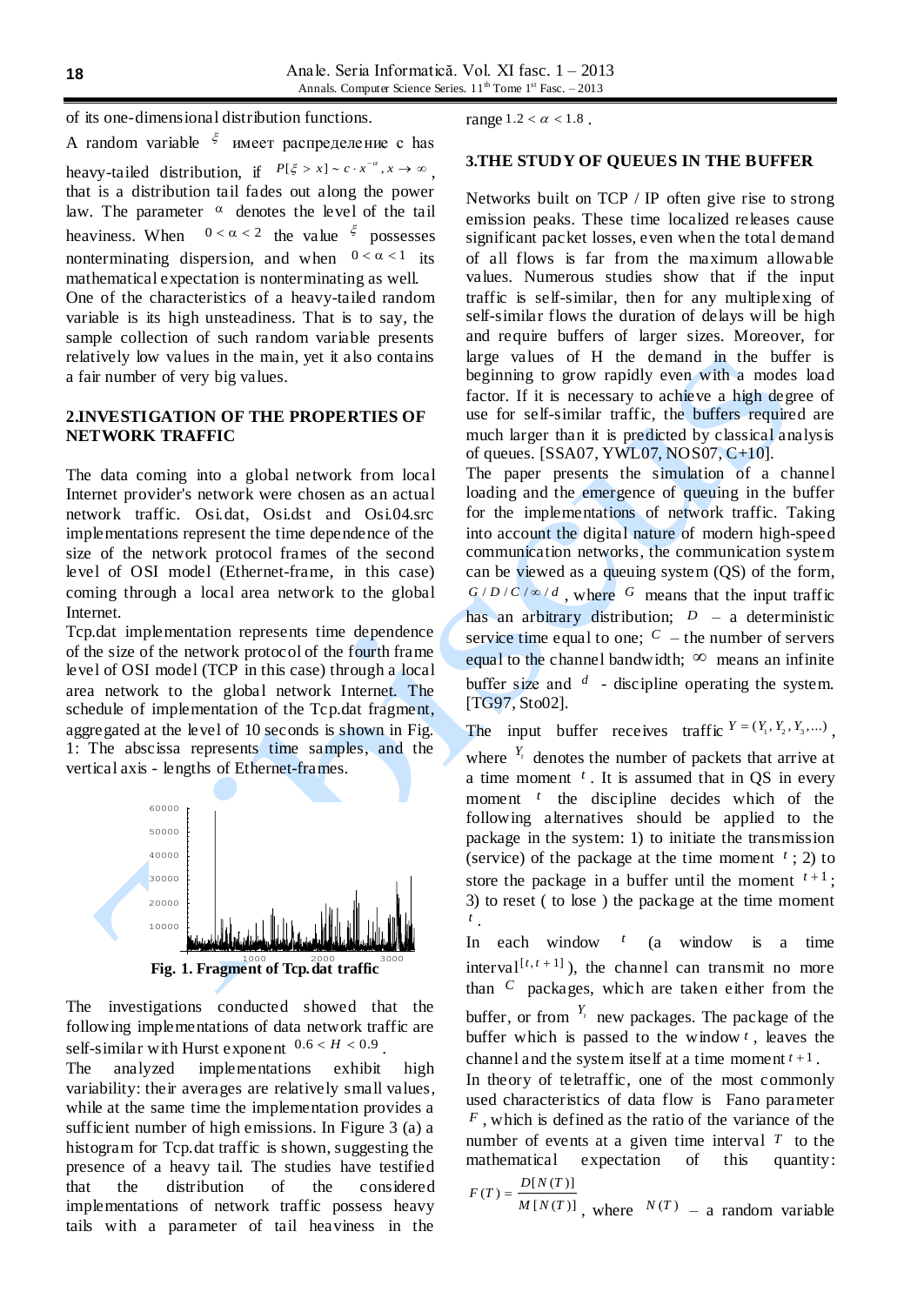of its one-dimensional distribution functions.

A random variable $\xi$ имеет распределение с has heavy-tailed distribution, if $P[\xi > x] \sim c \cdot x^{-\alpha}, x \to \infty$, that is a distribution tail fades out along the power law. The parameter $\alpha$ denotes the level of the tail heaviness. When $0 < \alpha < 2$ the value $\xi$ possesses nonterminating dispersion, and when $0 < \alpha < 1$ its mathematical expectation is nonterminating as well.

One of the characteristics of a heavy-tailed random variable is its high unsteadiness. That is to say, the sample collection of such random variable presents relatively low values in the main, yet it also contains a fair number of very big values.

## 2.INVESTIGATION OF THE PROPERTIES OF NETWORK TRAFFIC

The data coming into a global network from local Internet provider's network were chosen as an actual network traffic. Osi.dat, Osi.dst and Osi.04.src implementations represent the time dependence of the size of the network protocol frames of the second level of OSI model (Ethernet-frame, in this case) coming through a local area network to the global Internet.

Tcp.dat implementation represents time dependence of the size of the network protocol of the fourth frame level of OSI model (TCP in this case) through a local area network to the global Internet. The schedule of implementation of the Tcp.dat fragment, aggregated at the level of 10 seconds is shown in Fig. 1: The abscissa represents time samples, and the vertical axis - lengths of Ethernet-frames.

**Fig. 1. Fragment of Tcp.dat traffic**

The investigations conducted showed that the following implementations of data network traffic are self-similar with Hurst exponent $0.6 < H < 0.9$.

The analyzed implementations exhibit high variability: their averages are relatively small values, while at the same time the implementation provides a sufficient number of high emissions. In Figure 3 (a) a histogram for Tcp.dat traffic is shown, suggesting the presence of a heavy tail. The studies have testified that the distribution of the considered implementations of network traffic possess heavy tails with a parameter of tail heaviness in the range $1.2 < \alpha < 1.8$.

## 3.THE STUDY OF QUEUES IN THE BUFFER

Networks built on TCP / IP often give rise to strong emission peaks. These time localized releases cause significant packet losses, even when the total demand of all flows is far from the maximum allowable values. Numerous studies show that if the input traffic is self-similar, then for any multiplexing of self-similar flows the duration of delays will be high and require buffers of larger sizes. Moreover, for large values of H the demand in the buffer is beginning to grow rapidly even with a modes load factor. If it is necessary to achieve a high degree of use for self-similar traffic, the buffers required are much larger than it is predicted by classical analysis of queues. [SSA07, YWL07, NOS07, C+10].

The paper presents the simulation of a channel loading and the emergence of queuing in the buffer for the implementations of network traffic. Taking into account the digital nature of modern high-speed communication networks, the communication system can be viewed as a queuing system (QS) of the form, $G / D / C / \infty / d$, where $G$ means that the input traffic has an arbitrary distribution; $D$ – a deterministic service time equal to one; $C$ – the number of servers equal to the channel bandwidth; $\infty$ means an infinite buffer size and $d$ - discipline operating the system. [TG97, Sto02].

The input buffer receives traffic $Y = (Y_1, Y_2, Y_3, ...)$, where $Y_t$ denotes the number of packets that arrive at a time moment $t$. It is assumed that in QS in every moment $t$ the discipline decides which of the following alternatives should be applied to the package in the system: 1) to initiate the transmission (service) of the package at the time moment $t$; 2) to store the package in a buffer until the moment $t+1$; 3) to reset ( to lose ) the package at the time moment $t$.

In each window $t$ (a window is a time interval $[t, t+1]$), the channel can transmit no more than $C$ packages, which are taken either from the buffer, or from $Y_t$ new packages. The package of the buffer which is passed to the window $t$, leaves the channel and the system itself at a time moment $t+1$.

In the theory of teletraffic, one of the most commonly used characteristics of data flow is Fano parameter $F$, which is defined as the ratio of the variance of the number of events at a given time interval $T$ to the mathematical expectation of this quantity: $F(T) = \frac{D[N(T)]}{M[N(T)]}$, where $N(T)$ – a random variable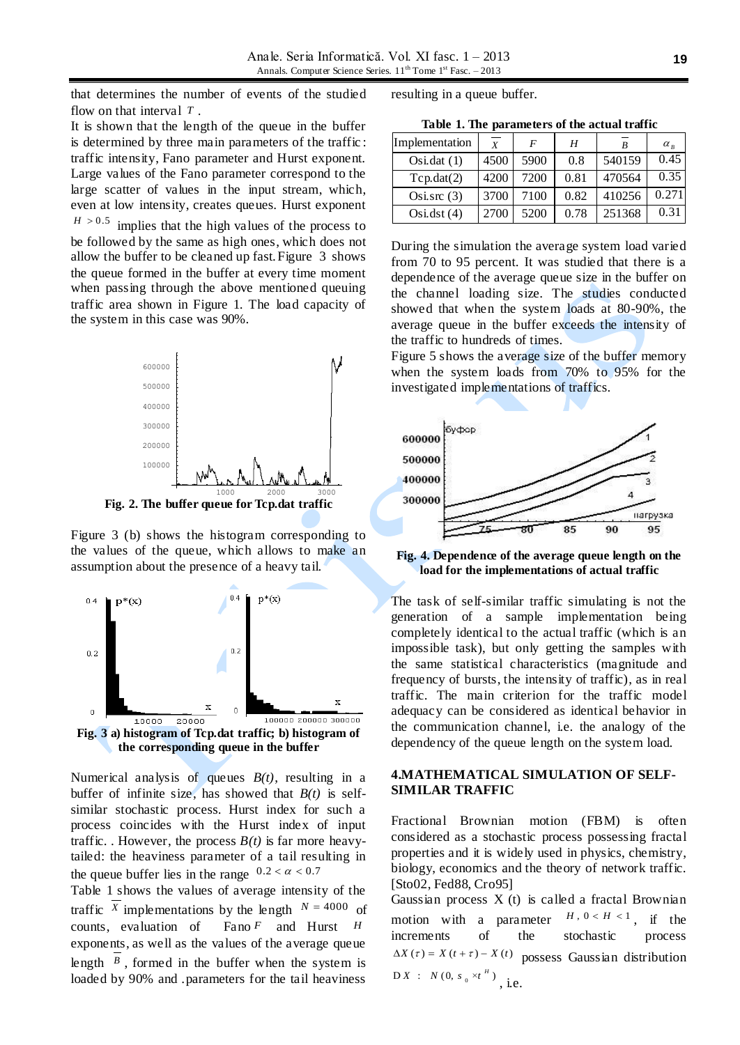that determines the number of events of the studied flow on that interval $T$.

It is shown that the length of the queue in the buffer is determined by three main parameters of the traffic: traffic intensity, Fano parameter and Hurst exponent. Large values of the Fano parameter correspond to the large scatter of values in the input stream, which, even at low intensity, creates queues. Hurst exponent $H > 0.5$ implies that the high values of the process to be followed by the same as high ones, which does not allow the buffer to be cleaned up fast. Figure 3 shows the queue formed in the buffer at every time moment when passing through the above mentioned queuing traffic area shown in Figure 1. The load capacity of the system in this case was 90%.

**Fig. 2. The buffer queue for Tcp.dat traffic**

Figure 3 (b) shows the histogram corresponding to the values of the queue, which allows to make an assumption about the presence of a heavy tail.

**Fig. 3 a) histogram of Tcp.dat traffic; b) histogram of the corresponding queue in the buffer**

Numerical analysis of queues *B(t)*, resulting in a buffer of infinite size, has showed that *B(t)* is self-similar stochastic process. Hurst index for such a process coincides with the Hurst index of input traffic. . However, the process *B(t)* is far more heavy-tailed: the heaviness parameter of a tail resulting in the queue buffer lies in the range $0.2 < \alpha < 0.7$

Table 1 shows the values of average intensity of the traffic $\overline{X}$ implementations by the length $N = 4000$ of counts, evaluation of Fano $F$ and Hurst $H$ exponents, as well as the values of the average queue length $\overline{B}$, formed in the buffer when the system is loaded by 90% and .parameters for the tail heaviness resulting in a queue buffer.

**Table 1. The parameters of the actual traffic**

| Implementation | $\overline{X}$ | $F$ | $H$ | $\overline{B}$ | $\alpha_B$ |
|---|---|---|---|---|---|
| Osi.dat (1) | 4500 | 5900 | 0.8 | 540159 | 0.45 |
| Tcp.dat(2) | 4200 | 7200 | 0.81 | 470564 | 0.35 |
| Osi.src (3) | 3700 | 7100 | 0.82 | 410256 | 0.271 |
| Osi.dst (4) | 2700 | 5200 | 0.78 | 251368 | 0.31 |

During the simulation the average system load varied from 70 to 95 percent. It was studied that there is a dependence of the average queue size in the buffer on the channel loading size. The studies conducted showed that when the system loads at 80-90%, the average queue in the buffer exceeds the intensity of the traffic to hundreds of times.

Figure 5 shows the average size of the buffer memory when the system loads from 70% to 95% for the investigated implementations of traffics.

**Fig. 4. Dependence of the average queue length on the load for the implementations of actual traffic**

The task of self-similar traffic simulating is not the generation of a sample implementation being completely identical to the actual traffic (which is an impossible task), but only getting the samples with the same statistical characteristics (magnitude and frequency of bursts, the intensity of traffic), as in real traffic. The main criterion for the traffic model adequacy can be considered as identical behavior in the communication channel, i.e. the analogy of the dependency of the queue length on the system load.

## 4.MATHEMATICAL SIMULATION OF SELF-SIMILAR TRAFFIC

Fractional Brownian motion (FBM) is often considered as a stochastic process possessing fractal properties and it is widely used in physics, chemistry, biology, economics and the theory of network traffic. [Sto02, Fed88, Cro95]

Gaussian process X (t) is called a fractal Brownian motion with a parameter $H$, $0 < H < 1$, if the increments of the stochastic process $\Delta X(\tau) = X(t+\tau) - X(t)$ possess Gaussian distribution $\Delta X \sim N(0, s_0 \times t^H)$, i.e.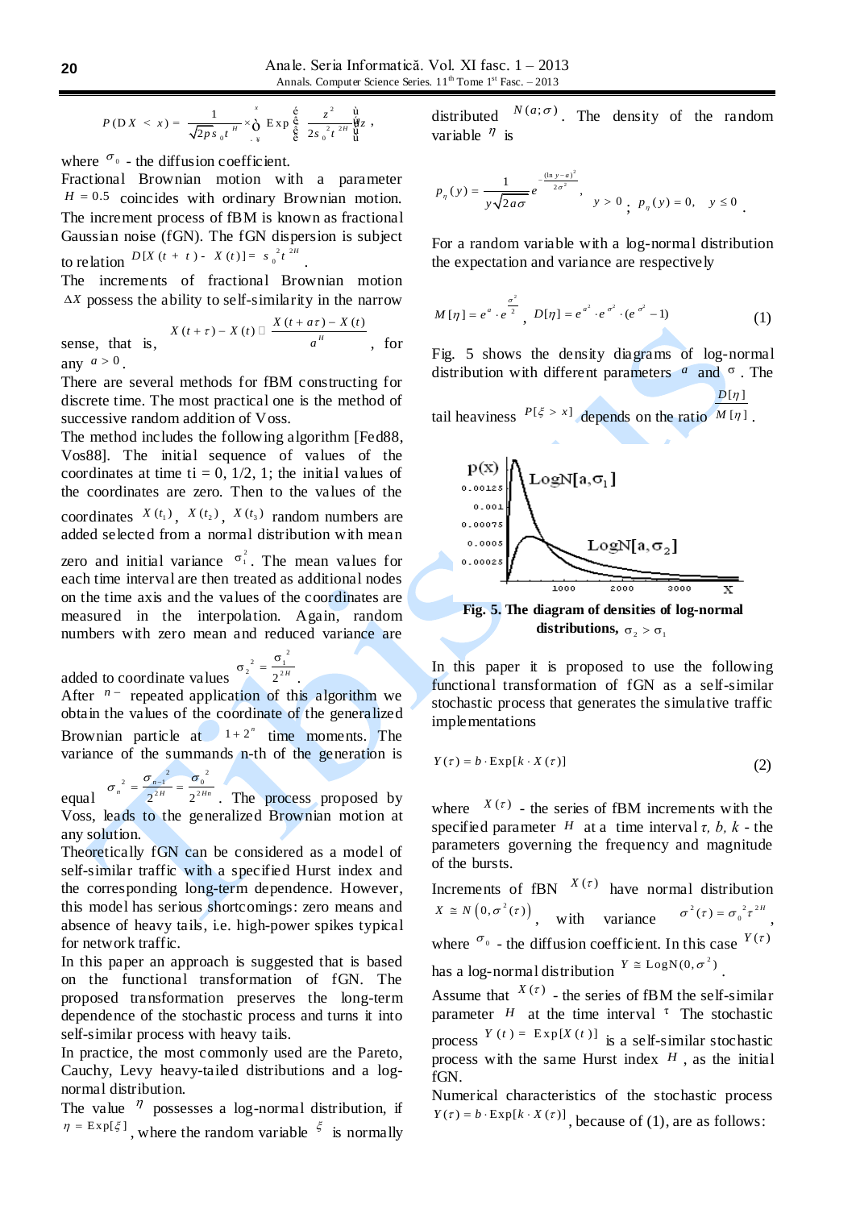$$P(\Delta X < x) = \frac{1}{\sqrt{2\pi}\sigma_0 t^H} \times \int_{-\infty}^{x} \mathrm{Exp}\left[-\frac{z^2}{2\sigma_0^2 t^{2H}}\right] dz,$$

where $\sigma_0$ - the diffusion coefficient.

Fractional Brownian motion with a parameter $H = 0.5$ coincides with ordinary Brownian motion. The increment process of fBM is known as fractional Gaussian noise (fGN). The fGN dispersion is subject to relation $D[X(t+t) - X(t)] = s_0^2 t^{2H}$.

The increments of fractional Brownian motion $\Delta X$ possess the ability to self-similarity in the narrow sense, that is, $X(t+\tau) - X(t) \cong \frac{X(t+a\tau) - X(t)}{a^H}$, for any $a > 0$.

There are several methods for fBM constructing for discrete time. The most practical one is the method of successive random addition of Voss.

The method includes the following algorithm [Fed88, Vos88]. The initial sequence of values of the coordinates at time ti = 0, 1/2, 1; the initial values of the coordinates are zero. Then to the values of the coordinates $X(t_1)$, $X(t_2)$, $X(t_3)$ random numbers are added selected from a normal distribution with mean zero and initial variance $\sigma_1^2$. The mean values for each time interval are then treated as additional nodes on the time axis and the values of the coordinates are measured in the interpolation. Again, random numbers with zero mean and reduced variance are added to coordinate values $\sigma_2^2 = \frac{\sigma_1^2}{2^{2H}}$.

After $n-$ repeated application of this algorithm we obtain the values of the coordinate of the generalized Brownian particle at $1+2^n$ time moments. The variance of the summands n-th of the generation is equal $\sigma_n^2 = \frac{\sigma_{n-1}^2}{2^{2H}} = \frac{\sigma_0^2}{2^{2Hn}}$. The process proposed by Voss, leads to the generalized Brownian motion at any solution.

Theoretically fGN can be considered as a model of self-similar traffic with a specified Hurst index and the corresponding long-term dependence. However, this model has serious shortcomings: zero means and absence of heavy tails, i.e. high-power spikes typical for network traffic.

In this paper an approach is suggested that is based on the functional transformation of fGN. The proposed transformation preserves the long-term dependence of the stochastic process and turns it into self-similar process with heavy tails.

In practice, the most commonly used are the Pareto, Cauchy, Levy heavy-tailed distributions and a log-normal distribution.

The value $\eta$ possesses a log-normal distribution, if $\eta = \mathrm{Exp}[\xi]$, where the random variable $\xi$ is normally distributed $N(a;\sigma)$. The density of the random variable $\eta$ is

$$p_\eta(y) = \frac{1}{y\sqrt{2a\sigma}} e^{-\frac{(\ln y - a)^2}{2\sigma^2}}, \quad y > 0; \; p_\eta(y) = 0, \quad y \le 0.$$

For a random variable with a log-normal distribution the expectation and variance are respectively

$$M[\eta] = e^a \cdot e^{\frac{\sigma^2}{2}}, \; D[\eta] = e^{a^2} \cdot e^{\sigma^2} \cdot (e^{\sigma^2} - 1) \tag{1}$$

Fig. 5 shows the density diagrams of log-normal distribution with different parameters $a$ and $\sigma$. The tail heaviness $P[\xi > x]$ depends on the ratio $\frac{D[\eta]}{M[\eta]}$.

**Fig. 5. The diagram of densities of log-normal distributions,** $\sigma_2 > \sigma_1$

In this paper it is proposed to use the following functional transformation of fGN as a self-similar stochastic process that generates the simulative traffic implementations

$$Y(\tau) = b \cdot \mathrm{Exp}[k \cdot X(\tau)] \tag{2}$$

where $X(\tau)$ - the series of fBM increments with the specified parameter $H$ at a time interval *τ, b, k* - the parameters governing the frequency and magnitude of the bursts.

Increments of fBN $X(\tau)$ have normal distribution $X \cong N(0, \sigma^2(\tau))$, with variance $\sigma^2(\tau) = \sigma_0^2 \tau^{2H}$, where $\sigma_0$ - the diffusion coefficient. In this case $Y(\tau)$ has a log-normal distribution $Y \cong \mathrm{LogN}(0, \sigma^2)$.

Assume that $X(\tau)$ - the series of fBM the self-similar parameter $H$ at the time interval $\tau$ The stochastic process $Y(t) = \mathrm{Exp}[X(t)]$ is a self-similar stochastic process with the same Hurst index $H$, as the initial fGN.

Numerical characteristics of the stochastic process $Y(\tau) = b \cdot \mathrm{Exp}[k \cdot X(\tau)]$, because of (1), are as follows: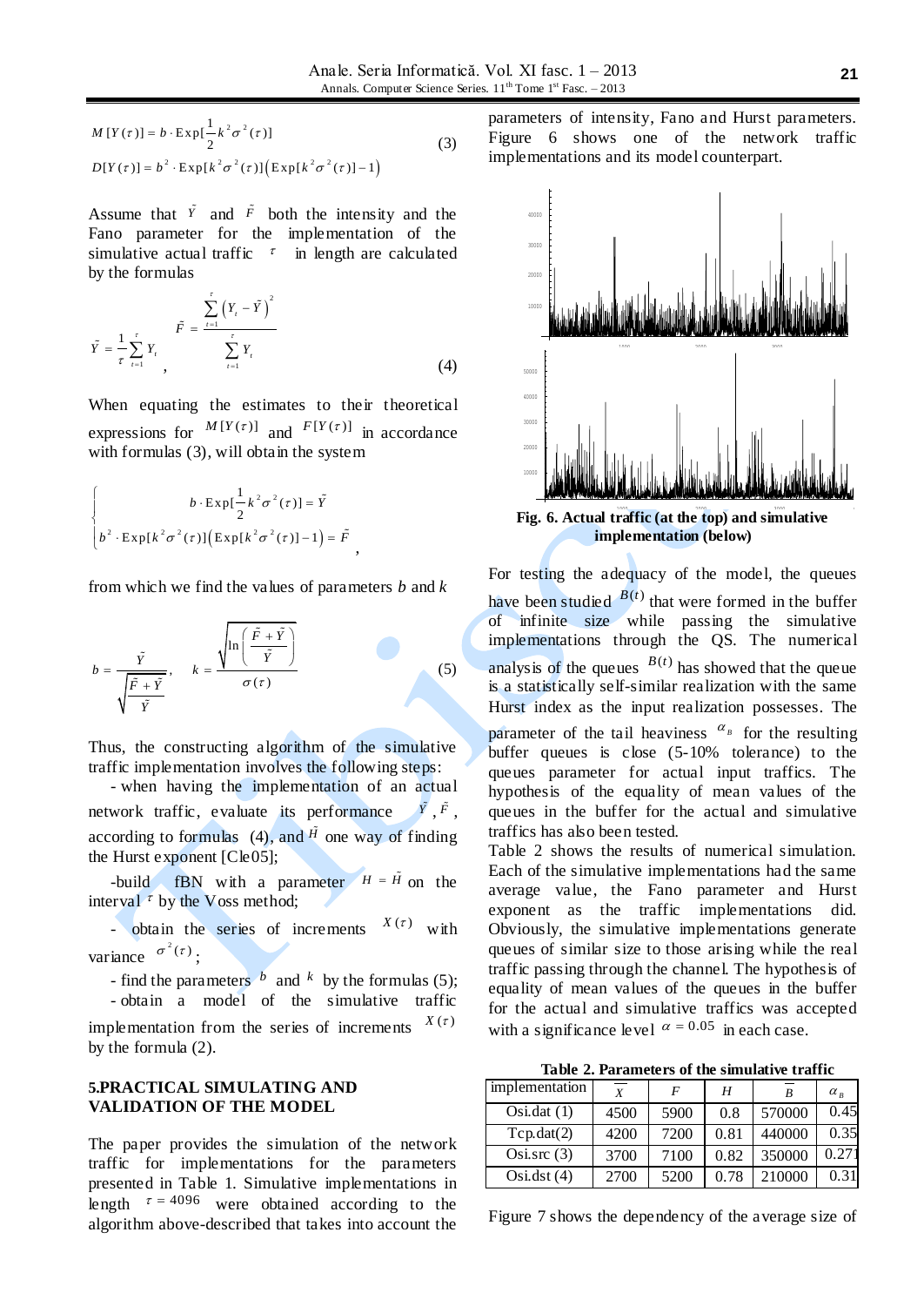$$M[Y(\tau)] = b \cdot \text{Exp}[\frac{1}{2}k^2\sigma^2(\tau)]$$
$$D[Y(\tau)] = b^2 \cdot \text{Exp}[k^2\sigma^2(\tau)]\left(\text{Exp}[k^2\sigma^2(\tau)] - 1\right) \tag{3}$$

Assume that $\tilde{Y}$ and $\tilde{F}$ both the intensity and the Fano parameter for the implementation of the simulative actual traffic $\tau$ in length are calculated by the formulas

$$\tilde{Y} = \frac{1}{\tau}\sum_{t=1}^{\tau} Y_t, \quad \tilde{F} = \frac{\sum_{t=1}^{\tau}\left(Y_t - \tilde{Y}\right)^2}{\sum_{t=1}^{\tau} Y_t} \tag{4}$$

When equating the estimates to their theoretical expressions for $M[Y(\tau)]$ and $F[Y(\tau)]$ in accordance with formulas (3), will obtain the system

$$\begin{cases} b \cdot \text{Exp}[\frac{1}{2}k^2\sigma^2(\tau)] = \tilde{Y} \\ b^2 \cdot \text{Exp}[k^2\sigma^2(\tau)]\left(\text{Exp}[k^2\sigma^2(\tau)] - 1\right) = \tilde{F} \end{cases},$$

from which we find the values of parameters $b$ and $k$

$$b = \frac{\tilde{Y}}{\sqrt{\dfrac{\tilde{F} + \tilde{Y}}{\tilde{Y}}}}, \quad k = \frac{\sqrt{\ln\left(\dfrac{\tilde{F} + \tilde{Y}}{\tilde{Y}}\right)}}{\sigma(\tau)} \tag{5}$$

Thus, the constructing algorithm of the simulative traffic implementation involves the following steps:

- when having the implementation of an actual network traffic, evaluate its performance $\tilde{Y}$, $\tilde{F}$, according to formulas (4), and $\tilde{H}$ one way of finding the Hurst exponent [Cle05];
- build fBN with a parameter $H = \tilde{H}$ on the interval $\tau$ by the Voss method;
- obtain the series of increments $X(\tau)$ with variance $\sigma^2(\tau)$;
- find the parameters $b$ and $k$ by the formulas (5);
- obtain a model of the simulative traffic implementation from the series of increments $X(\tau)$ by the formula (2).

## 5.PRACTICAL SIMULATING AND VALIDATION OF THE MODEL

The paper provides the simulation of the network traffic for implementations for the parameters presented in Table 1. Simulative implementations in length $\tau = 4096$ were obtained according to the algorithm above-described that takes into account the parameters of intensity, Fano and Hurst parameters. Figure 6 shows one of the network traffic implementations and its model counterpart.

**Fig. 6. Actual traffic (at the top) and simulative implementation (below)**

For testing the adequacy of the model, the queues have been studied $B(t)$ that were formed in the buffer of infinite size while passing the simulative implementations through the QS. The numerical analysis of the queues $B(t)$ has showed that the queue is a statistically self-similar realization with the same Hurst index as the input realization possesses. The parameter of the tail heaviness $\alpha_B$ for the resulting buffer queues is close (5-10% tolerance) to the queues parameter for actual input traffics. The hypothesis of the equality of mean values of the queues in the buffer for the actual and simulative traffics has also been tested.

Table 2 shows the results of numerical simulation. Each of the simulative implementations had the same average value, the Fano parameter and Hurst exponent as the traffic implementations did. Obviously, the simulative implementations generate queues of similar size to those arising while the real traffic passing through the channel. The hypothesis of equality of mean values of the queues in the buffer for the actual and simulative traffics was accepted with a significance level $\alpha = 0.05$ in each case.

**Table 2. Parameters of the simulative traffic**

| implementation | $\overline{X}$ | $F$ | $H$ | $\overline{B}$ | $\alpha_B$ |
|---|---|---|---|---|---|
| Osi.dat (1) | 4500 | 5900 | 0.8 | 570000 | 0.45 |
| Tcp.dat(2) | 4200 | 7200 | 0.81 | 440000 | 0.35 |
| Osi.src (3) | 3700 | 7100 | 0.82 | 350000 | 0.271 |
| Osi.dst (4) | 2700 | 5200 | 0.78 | 210000 | 0.31 |

Figure 7 shows the dependency of the average size of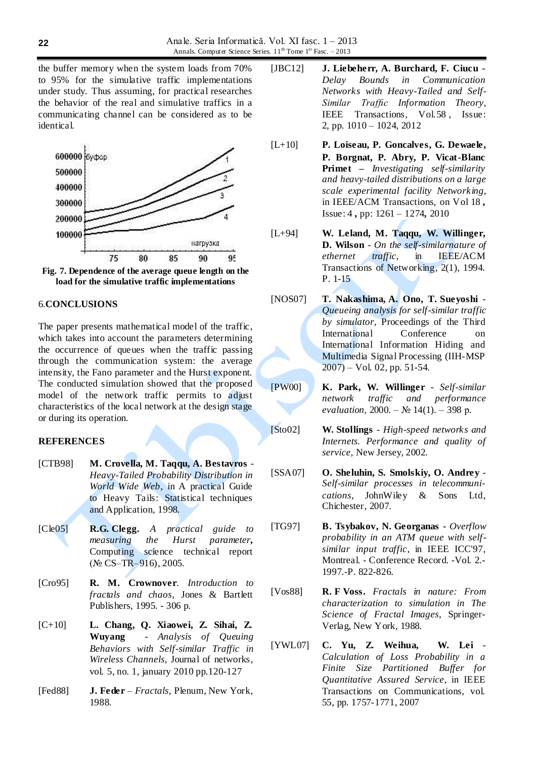the buffer memory when the system loads from 70% to 95% for the simulative traffic implementations under study. Thus assuming, for practical researches the behavior of the real and simulative traffics in a communicating channel can be considered as to be identical.

буфер

600000
500000
400000
300000
200000
100000

1
2
3
4

нагрузка

75 80 85 90 95

**Fig. 7. Dependence of the average queue length on the load for the simulative traffic implementations**

## 6.CONCLUSIONS

The paper presents mathematical model of the traffic, which takes into account the parameters determining the occurrence of queues when the traffic passing through the communication system: the average intensity, the Fano parameter and the Hurst exponent. The conducted simulation showed that the proposed model of the network traffic permits to adjust characteristics of the local network at the design stage or during its operation.

## REFERENCES

[CTB98] **M. Crovella, M. Taqqu, A. Bestavros** - *Heavy-Tailed Probability Distribution in World Wide Web*, in A practical Guide to Heavy Tails: Statistical techniques and Application, 1998.

[Cle05] **R.G. Clegg.** *A practical guide to measuring the Hurst parameter*, Computing science technical report (№ CS–TR–916), 2005.

[Cro95] **R. M. Crownover**. *Introduction to fractals and chaos*, Jones & Bartlett Publishers, 1995. - 306 p.

[C+10] **L. Chang, Q. Xiaowei, Z. Sihai, Z. Wuyang** - *Analysis of Queuing Behaviors with Self-similar Traffic in Wireless Channels*, Journal of networks, vol. 5, no. 1, january 2010 pp.120-127

[Fed88] **J. Feder** – *Fractals*, Plenum, New York, 1988.

[JBC12] **J. Liebeherr, A. Burchard, F. Ciucu** - *Delay Bounds in Communication Networks with Heavy-Tailed and Self-Similar Traffic Information Theory*, IEEE Transactions, Vol.58 , Issue: 2, pp. 1010 – 1024, 2012

[L+10] **P. Loiseau, P. Goncalves, G. Dewaele, P. Borgnat, P. Abry, P. Vicat-Blanc Primet** – *Investigating self-similarity and heavy-tailed distributions on a large scale experimental facility Networking*, in IEEE/ACM Transactions, on Vol 18 , Issue: 4 , pp: 1261 – 1274, 2010

[L+94] **W. Leland, M. Taqqu, W. Willinger, D. Wilson** - *On the self-similarnature of ethernet traffic*, in IEEE/ACM Transactions of Networking, 2(1), 1994. P. 1-15

[NOS07] **T. Nakashima, A. Ono, T. Sueyoshi** - *Queueing analysis for self-similar traffic by simulator*, Proceedings of the Third International Conference on International Information Hiding and Multimedia Signal Processing (IIH-MSP 2007) – Vol. 02, pp. 51-54.

[PW00] **K. Park, W. Willinger** - *Self-similar network traffic and performance evaluation*, 2000. – № 14(1). – 398 p.

[Sto02] **W. Stollings** - *High-speed networks and Internets. Performance and quality of service*, New Jersey, 2002.

[SSA07] **O. Sheluhin, S. Smolskiy, O. Andrey** - *Self-similar processes in telecommuni-cations*, JohnWiley & Sons Ltd, Chichester, 2007.

[TG97] **B. Tsybakov, N. Georganas** - *Overflow probability in an ATM queue with self-similar input traffic*, in IEEE ICC'97, Montreal. - Conference Record. -Vol. 2.- 1997.-P. 822-826.

[Vos88] **R. F Voss.** *Fractals in nature: From characterization to simulation in The Science of Fractal Images*, Springer-Verlag, New York, 1988.

[YWL07] **C. Yu, Z. Weihua, W. Lei** - *Calculation of Loss Probability in a Finite Size Partitioned Buffer for Quantitative Assured Service*, in IEEE Transactions on Communications, vol. 55, pp. 1757-1771, 2007